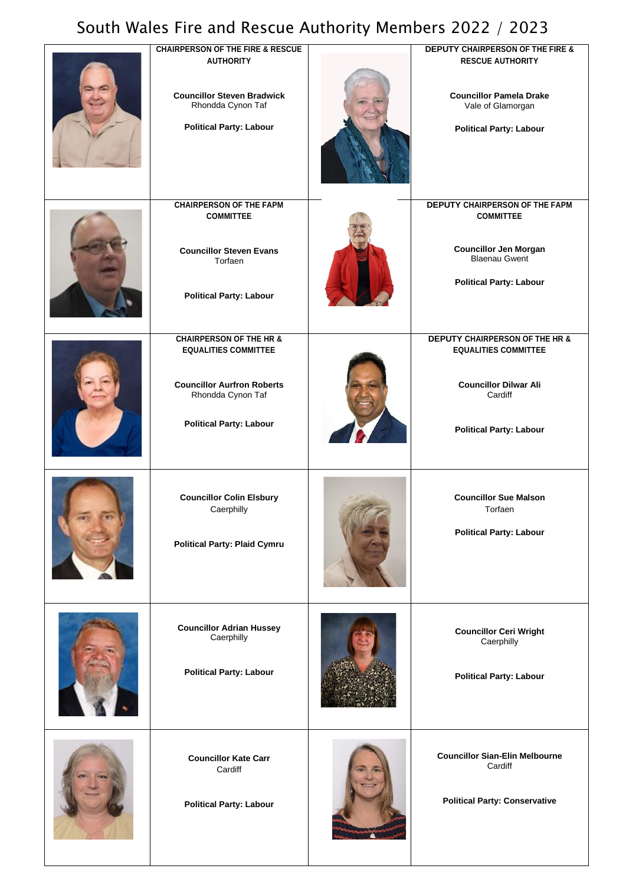# South Wales Fire and Rescue Authority Members 2022 / 2023

| | | | |
|---|---|---|---|
| | **CHAIRPERSON OF THE FIRE & RESCUE AUTHORITY**<br><br>**Councillor Steven Bradwick**<br>Rhondda Cynon Taf<br><br>**Political Party: Labour** | | **DEPUTY CHAIRPERSON OF THE FIRE & RESCUE AUTHORITY**<br><br>**Councillor Pamela Drake**<br>Vale of Glamorgan<br><br>**Political Party: Labour** |
| | **CHAIRPERSON OF THE FAPM COMMITTEE**<br><br>**Councillor Steven Evans**<br>Torfaen<br><br>**Political Party: Labour** | | **DEPUTY CHAIRPERSON OF THE FAPM COMMITTEE**<br><br>**Councillor Jen Morgan**<br>Blaenau Gwent<br><br>**Political Party: Labour** |
| | **CHAIRPERSON OF THE HR & EQUALITIES COMMITTEE**<br><br>**Councillor Aurfron Roberts**<br>Rhondda Cynon Taf<br><br>**Political Party: Labour** | | **DEPUTY CHAIRPERSON OF THE HR & EQUALITIES COMMITTEE**<br><br>**Councillor Dilwar Ali**<br>Cardiff<br><br>**Political Party: Labour** |
| | **Councillor Colin Elsbury**<br>Caerphilly<br><br>**Political Party: Plaid Cymru** | | **Councillor Sue Malson**<br>Torfaen<br><br>**Political Party: Labour** |
| | **Councillor Adrian Hussey**<br>Caerphilly<br><br>**Political Party: Labour** | | **Councillor Ceri Wright**<br>Caerphilly<br><br>**Political Party: Labour** |
| | **Councillor Kate Carr**<br>Cardiff<br><br>**Political Party: Labour** | | **Councillor Sian-Elin Melbourne**<br>Cardiff<br><br>**Political Party: Conservative** |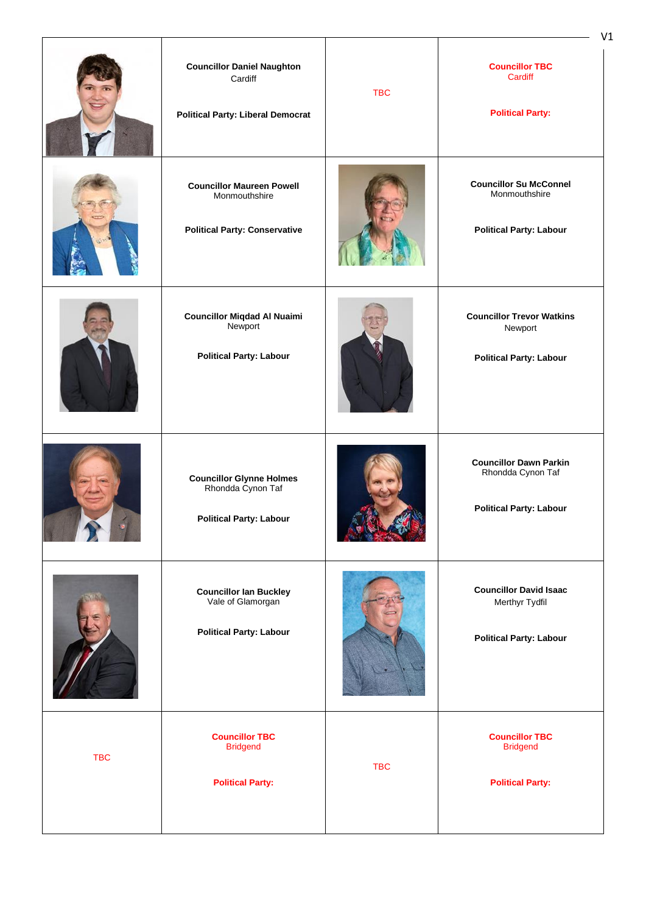| | | | |
|---|---|---|---|
| | **Councillor Daniel Naughton**<br>Cardiff<br><br>**Political Party: Liberal Democrat** | TBC | **Councillor TBC**<br>Cardiff<br><br>**Political Party:** |
| | **Councillor Maureen Powell**<br>Monmouthshire<br><br>**Political Party: Conservative** | | **Councillor Su McConnel**<br>Monmouthshire<br><br>**Political Party: Labour** |
| | **Councillor Miqdad Al Nuaimi**<br>Newport<br><br>**Political Party: Labour** | | **Councillor Trevor Watkins**<br>Newport<br><br>**Political Party: Labour** |
| | **Councillor Glynne Holmes**<br>Rhondda Cynon Taf<br><br>**Political Party: Labour** | | **Councillor Dawn Parkin**<br>Rhondda Cynon Taf<br><br>**Political Party: Labour** |
| | **Councillor Ian Buckley**<br>Vale of Glamorgan<br><br>**Political Party: Labour** | | **Councillor David Isaac**<br>Merthyr Tydfil<br><br>**Political Party: Labour** |
| TBC | **Councillor TBC**<br>Bridgend<br><br>**Political Party:** | TBC | **Councillor TBC**<br>Bridgend<br><br>**Political Party:** |